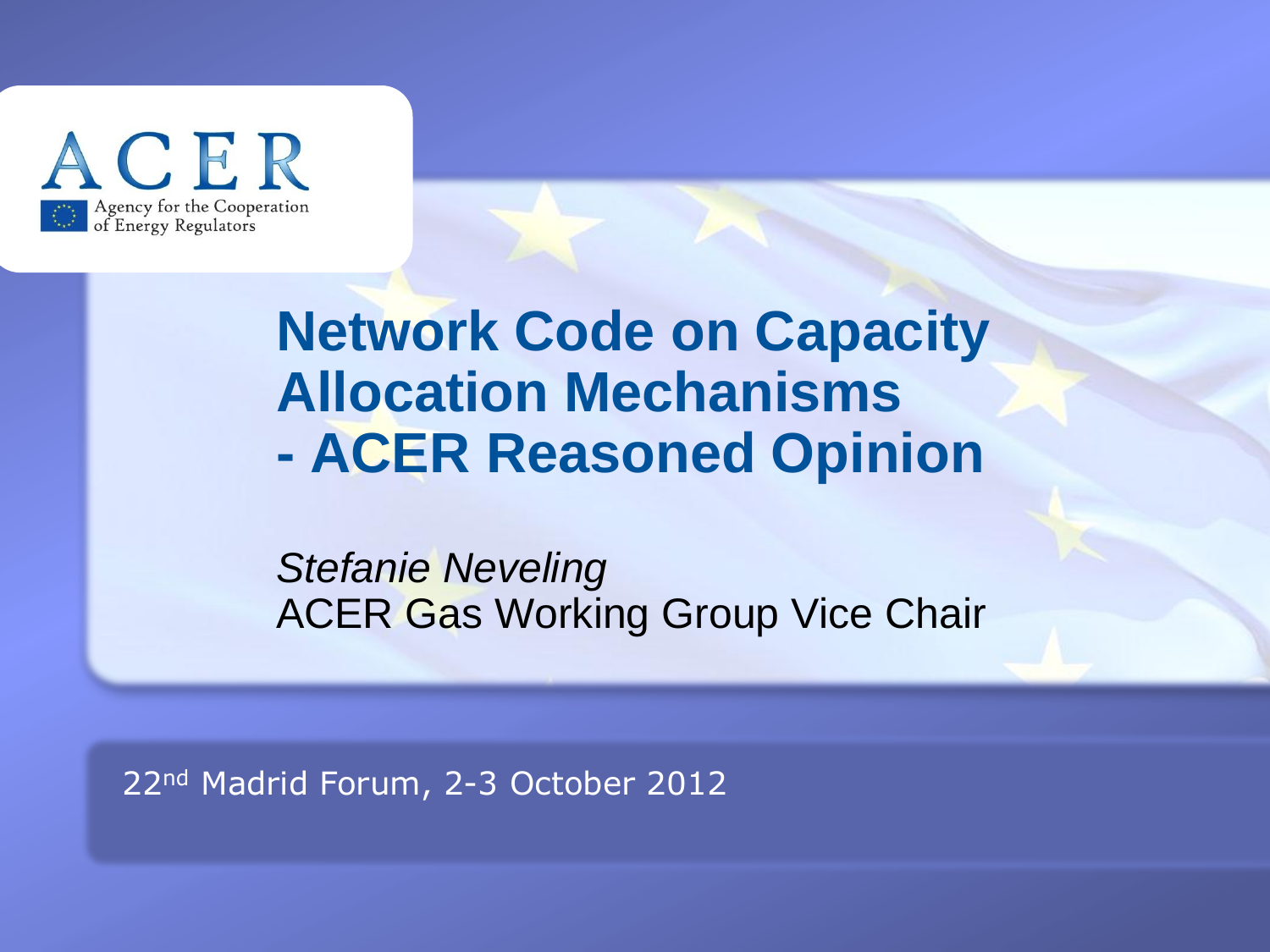ACER

Agency for the Cooperation of Energy Regulators

# Network Code on Capacity Allocation Mechanisms - ACER Reasoned Opinion

*Stefanie Neveling*

ACER Gas Working Group Vice Chair

22nd Madrid Forum, 2-3 October 2012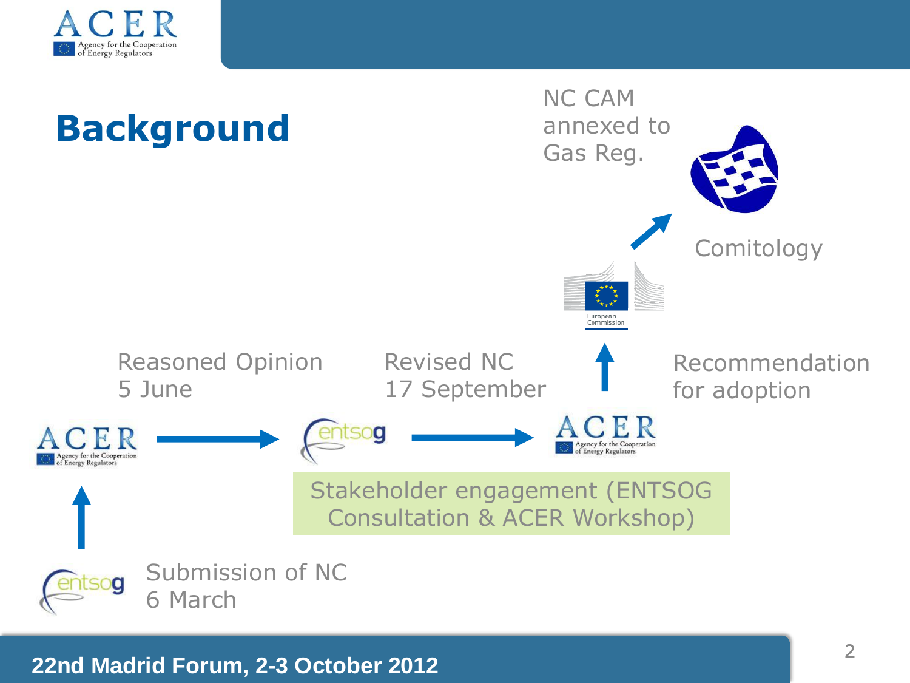# Background

Submission of NC
6 March

Reasoned Opinion
5 June

Revised NC
17 September

Stakeholder engagement (ENTSOG Consultation & ACER Workshop)

Recommendation for adoption

Comitology

NC CAM annexed to Gas Reg.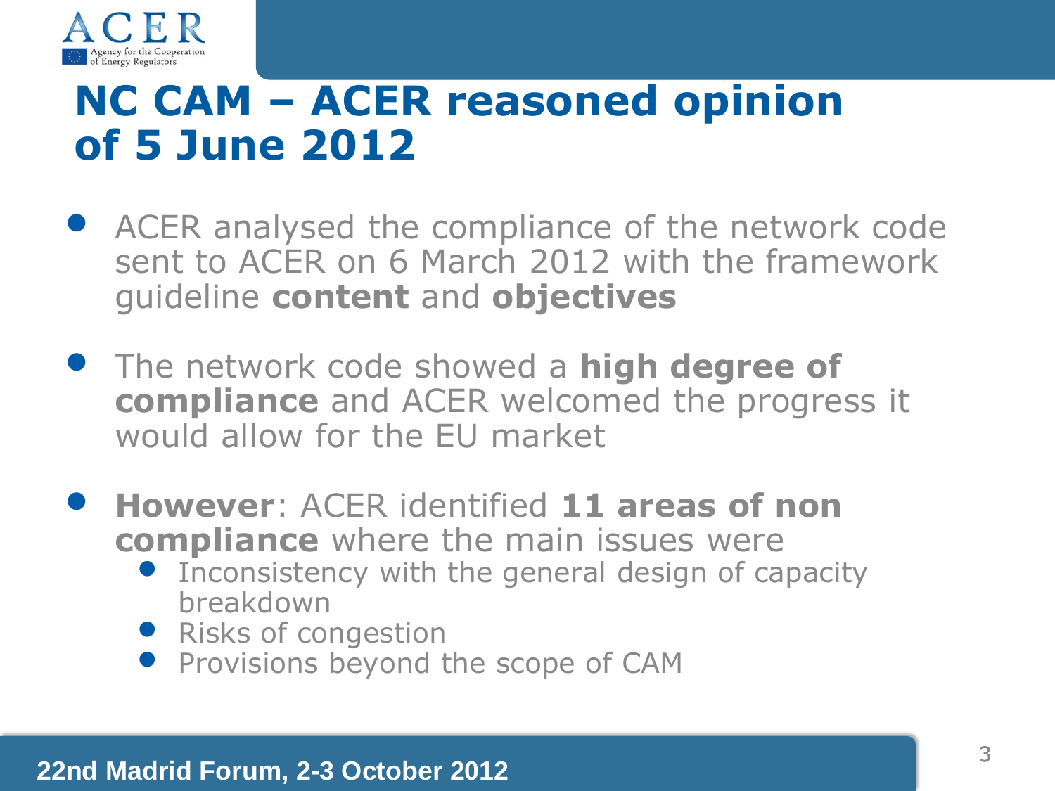# NC CAM – ACER reasoned opinion of 5 June 2012

- ACER analysed the compliance of the network code sent to ACER on 6 March 2012 with the framework guideline **content** and **objectives**
- The network code showed a **high degree of compliance** and ACER welcomed the progress it would allow for the EU market
- **However**: ACER identified **11 areas of non compliance** where the main issues were
  - Inconsistency with the general design of capacity breakdown
  - Risks of congestion
  - Provisions beyond the scope of CAM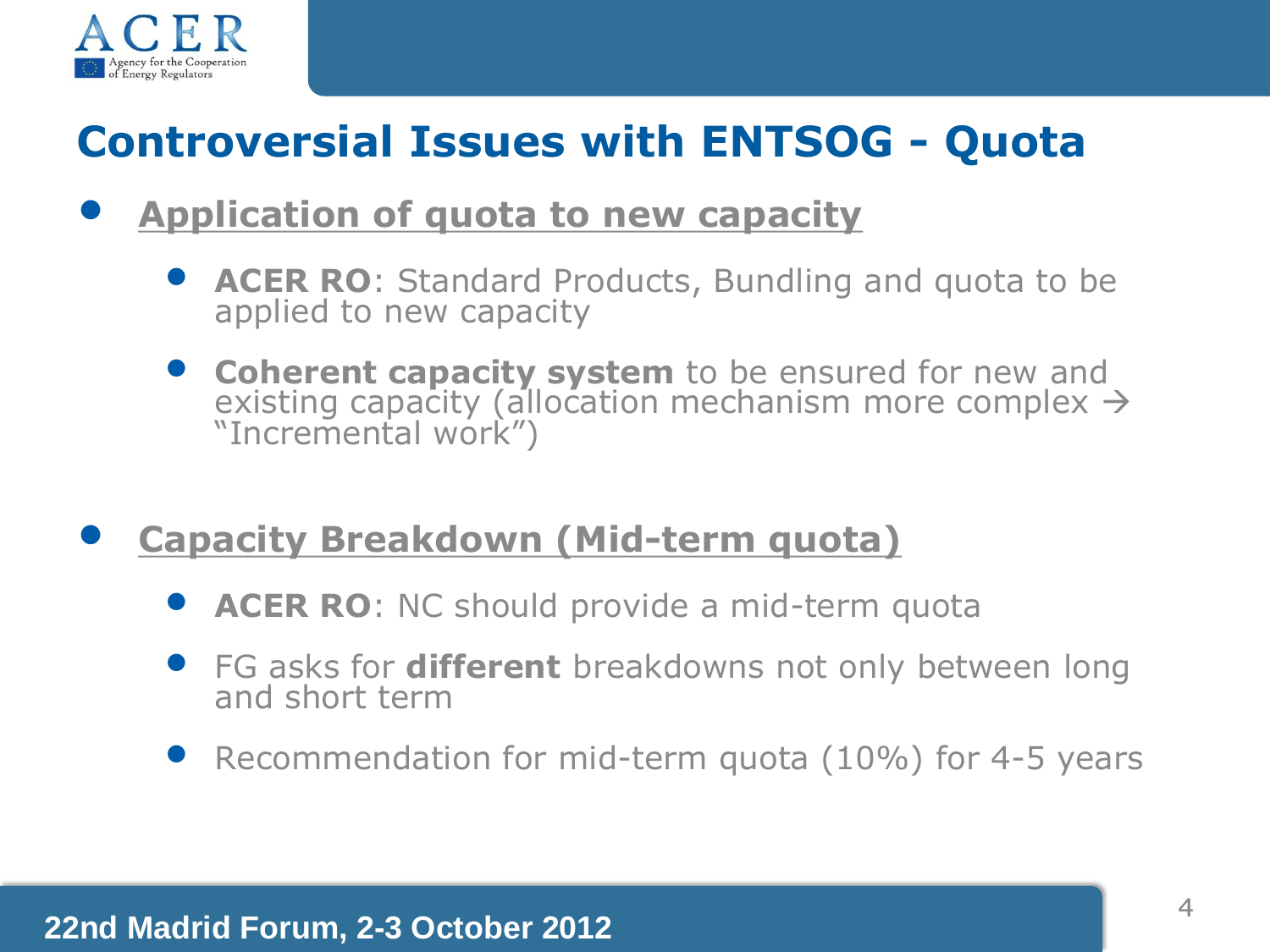# Controversial Issues with ENTSOG - Quota

- **Application of quota to new capacity**
  - **ACER RO**: Standard Products, Bundling and quota to be applied to new capacity
  - **Coherent capacity system** to be ensured for new and existing capacity (allocation mechanism more complex → "Incremental work")

- **Capacity Breakdown (Mid-term quota)**
  - **ACER RO**: NC should provide a mid-term quota
  - FG asks for **different** breakdowns not only between long and short term
  - Recommendation for mid-term quota (10%) for 4-5 years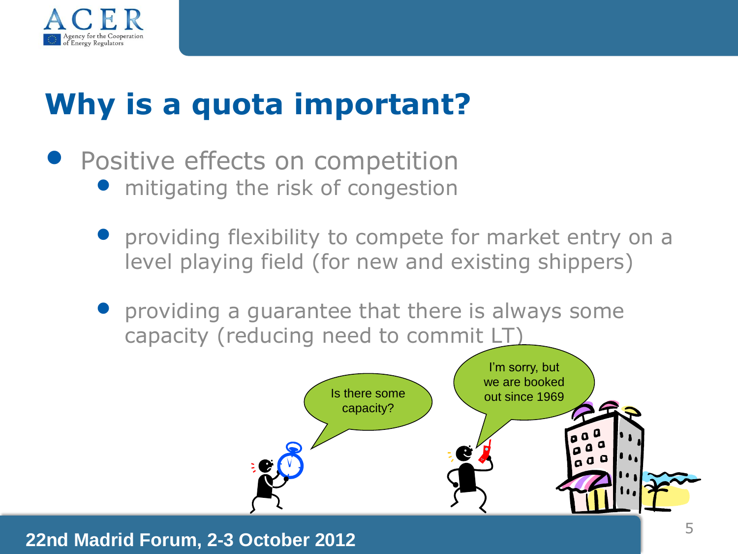# Why is a quota important?

- Positive effects on competition
  - mitigating the risk of congestion
  - providing flexibility to compete for market entry on a level playing field (for new and existing shippers)
  - providing a guarantee that there is always some capacity (reducing need to commit LT)

Is there some capacity?

I'm sorry, but we are booked out since 1969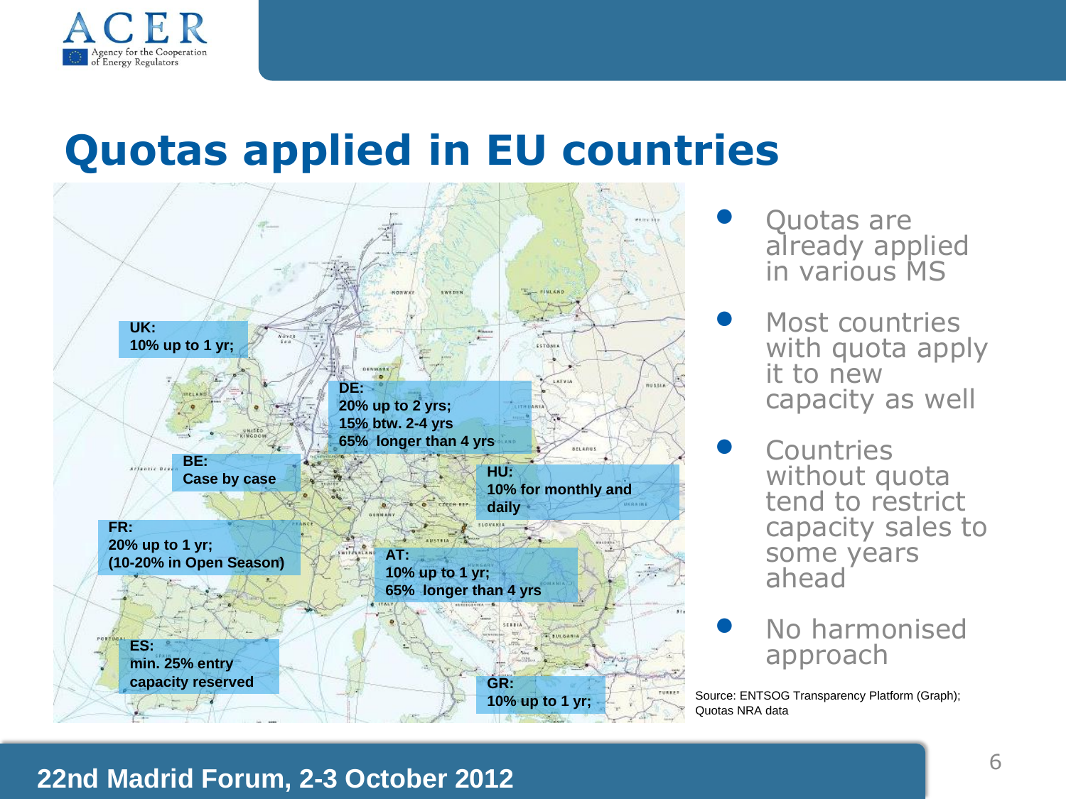# Quotas applied in EU countries

**UK:**
**10% up to 1 yr;**

**DE:**
**20% up to 2 yrs;**
**15% btw. 2-4 yrs**
**65% longer than 4 yrs**

**BE:**
**Case by case**

**HU:**
**10% for monthly and daily**

**FR:**
**20% up to 1 yr;**
**(10-20% in Open Season)**

**AT:**
**10% up to 1 yr;**
**65% longer than 4 yrs**

**ES:**
**min. 25% entry capacity reserved**

**GR:**
**10% up to 1 yr;**

- Quotas are already applied in various MS
- Most countries with quota apply it to new capacity as well
- Countries without quota tend to restrict capacity sales to some years ahead
- No harmonised approach

Source: ENTSOG Transparency Platform (Graph); Quotas NRA data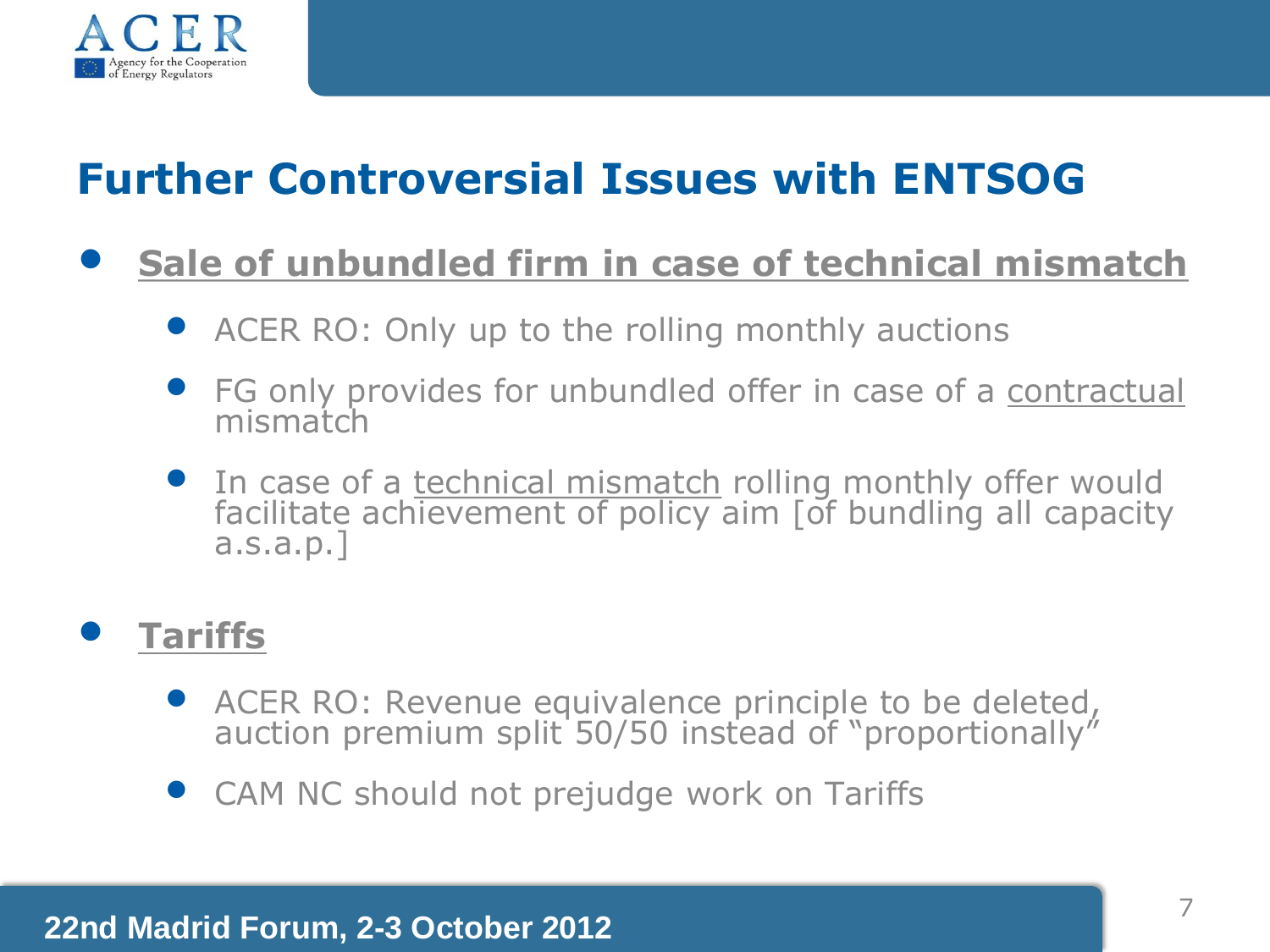# Further Controversial Issues with ENTSOG

- **Sale of unbundled firm in case of technical mismatch**
  - ACER RO: Only up to the rolling monthly auctions
  - FG only provides for unbundled offer in case of a contractual mismatch
  - In case of a technical mismatch rolling monthly offer would facilitate achievement of policy aim [of bundling all capacity a.s.a.p.]

- **Tariffs**
  - ACER RO: Revenue equivalence principle to be deleted, auction premium split 50/50 instead of "proportionally"
  - CAM NC should not prejudge work on Tariffs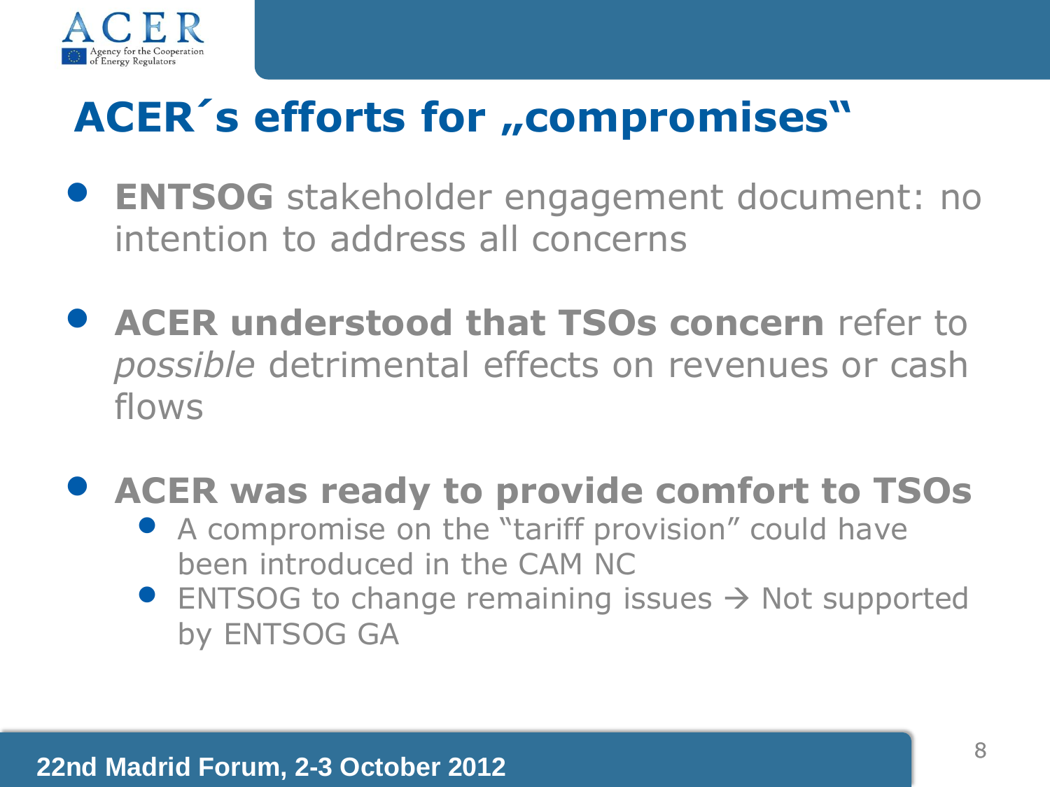# ACER´s efforts for „compromises"

- **ENTSOG** stakeholder engagement document: no intention to address all concerns
- **ACER understood that TSOs concern** refer to *possible* detrimental effects on revenues or cash flows
- **ACER was ready to provide comfort to TSOs**
  - A compromise on the "tariff provision" could have been introduced in the CAM NC
  - ENTSOG to change remaining issues → Not supported by ENTSOG GA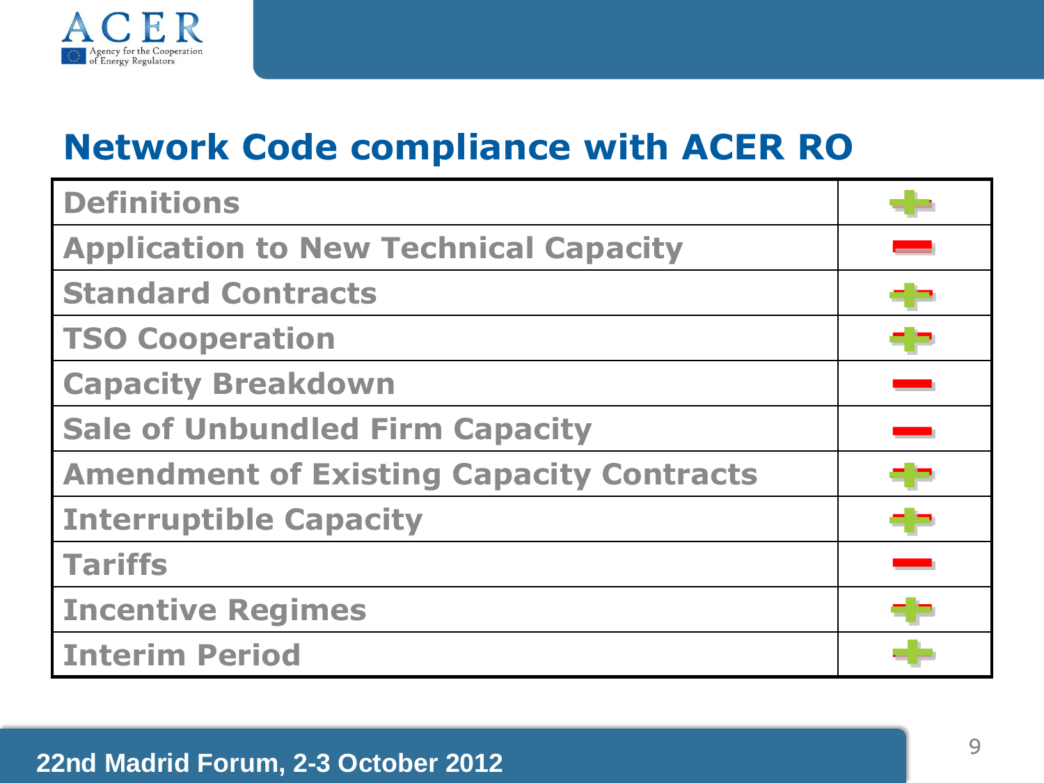## Network Code compliance with ACER RO

| | |
|---|---|
| Definitions | + |
| Application to New Technical Capacity | − |
| Standard Contracts | +/− |
| TSO Cooperation | +/− |
| Capacity Breakdown | − |
| Sale of Unbundled Firm Capacity | − |
| Amendment of Existing Capacity Contracts | +/− |
| Interruptible Capacity | +/− |
| Tariffs | − |
| Incentive Regimes | +/− |
| Interim Period | + |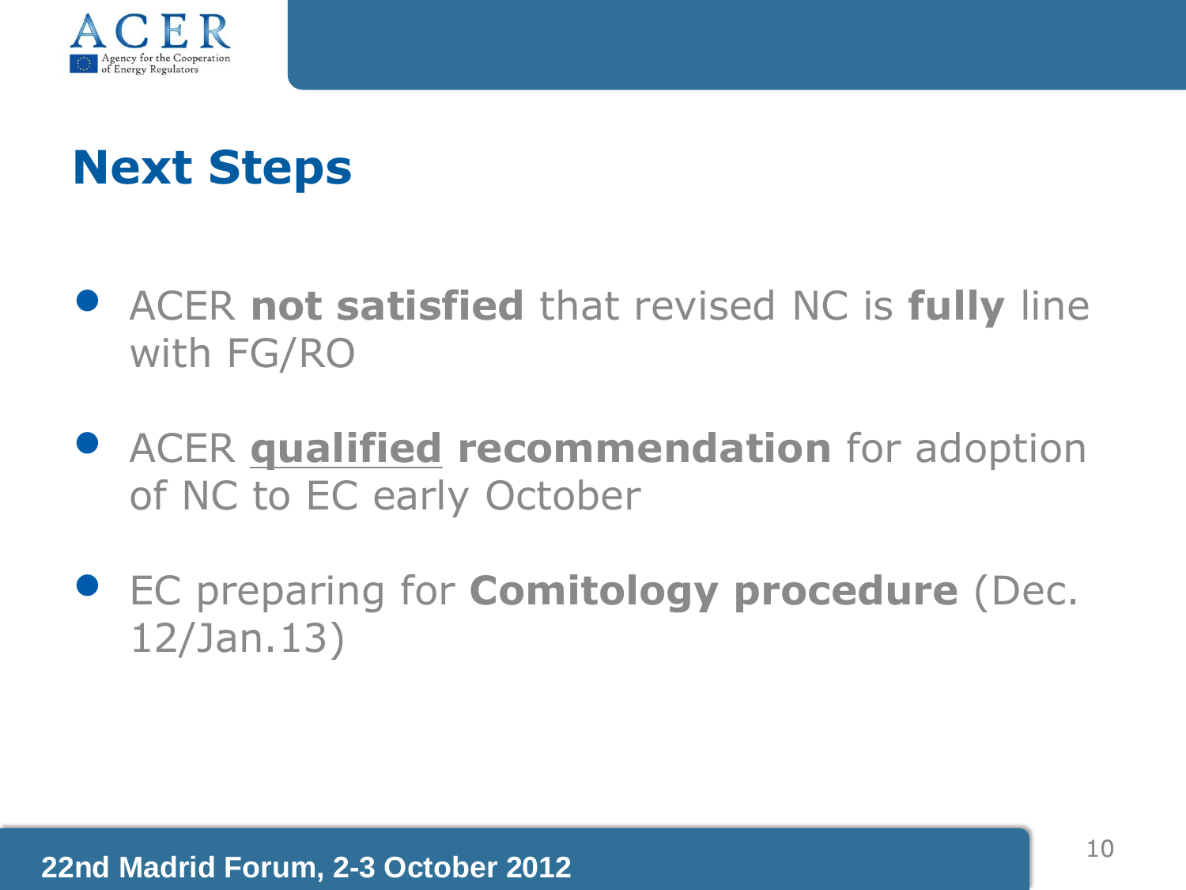# Next Steps

- ACER **not satisfied** that revised NC is **fully** line with FG/RO
- ACER **qualified recommendation** for adoption of NC to EC early October
- EC preparing for **Comitology procedure** (Dec. 12/Jan.13)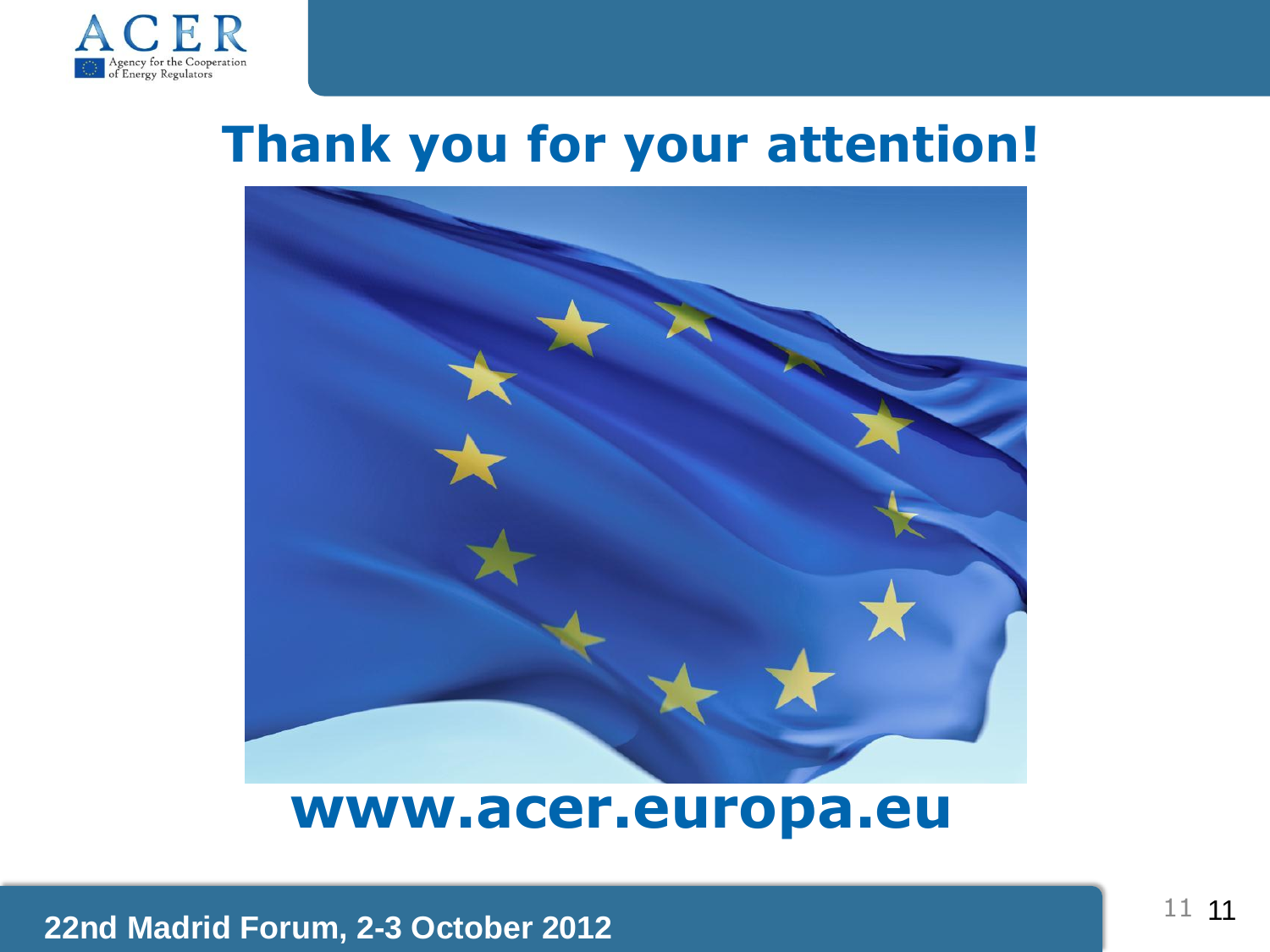# Thank you for your attention!

**www.acer.europa.eu**